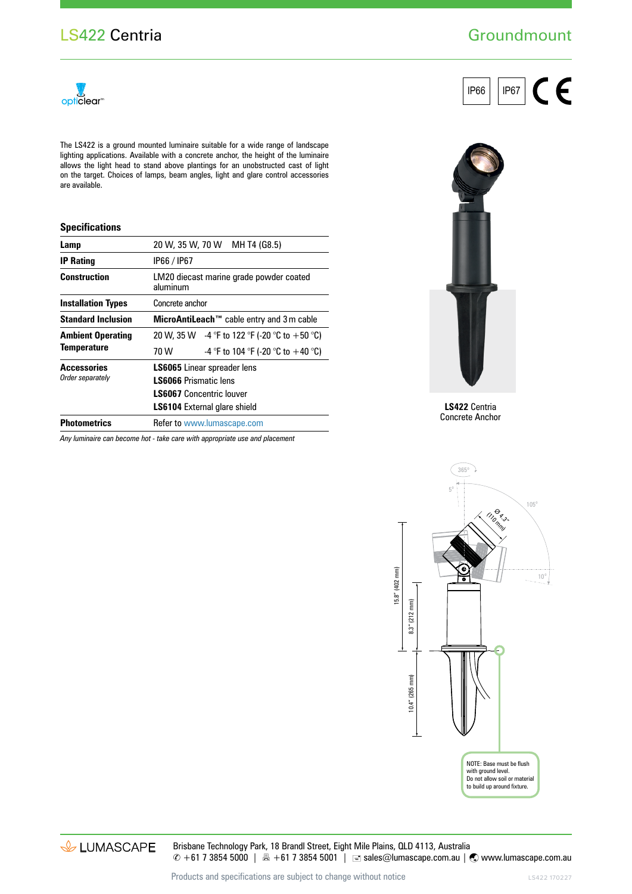# LS422 Centria

## Groundmount

IP66 IP67

The LS422 is a ground mounted luminaire suitable for a wide range of landscape lighting applications. Available with a concrete anchor, the height of the luminaire allows the light head to stand above plantings for an unobstructed cast of light on the target. Choices of lamps, beam angles, light and glare control accessories are available.

### Specifications

| | | |
|---|---|---|
| **Lamp** | 20 W, 35 W, 70 W MH T4 (G8.5) | |
| **IP Rating** | IP66 / IP67 | |
| **Construction** | LM20 diecast marine grade powder coated aluminum | |
| **Installation Types** | Concrete anchor | |
| **Standard Inclusion** | **MicroAntiLeach™** cable entry and 3 m cable | |
| **Ambient Operating Temperature** | 20 W, 35 W | -4 °F to 122 °F (-20 °C to +50 °C) |
| | 70 W | -4 °F to 104 °F (-20 °C to +40 °C) |
| **Accessories** *Order separately* | **LS6065** Linear spreader lens | |
| | **LS6066** Prismatic lens | |
| | **LS6067** Concentric louver | |
| | **LS6104** External glare shield | |
| **Photometrics** | Refer to www.lumascape.com | |

*Any luminaire can become hot - take care with appropriate use and placement*

**LS422** Centria
Concrete Anchor

365° 5° 105° 10° Ø 4.3" (110 mm) 15.8" (402 mm) 8.3" (212 mm) 10.4" (265 mm)

NOTE: Base must be flush with ground level.
Do not allow soil or material to build up around fixture.

LUMASCAPE

Brisbane Technology Park, 18 Brandl Street, Eight Mile Plains, QLD 4113, Australia
+61 7 3854 5000 | +61 7 3854 5001 | sales@lumascape.com.au | www.lumascape.com.au

Products and specifications are subject to change without notice

LS422 170227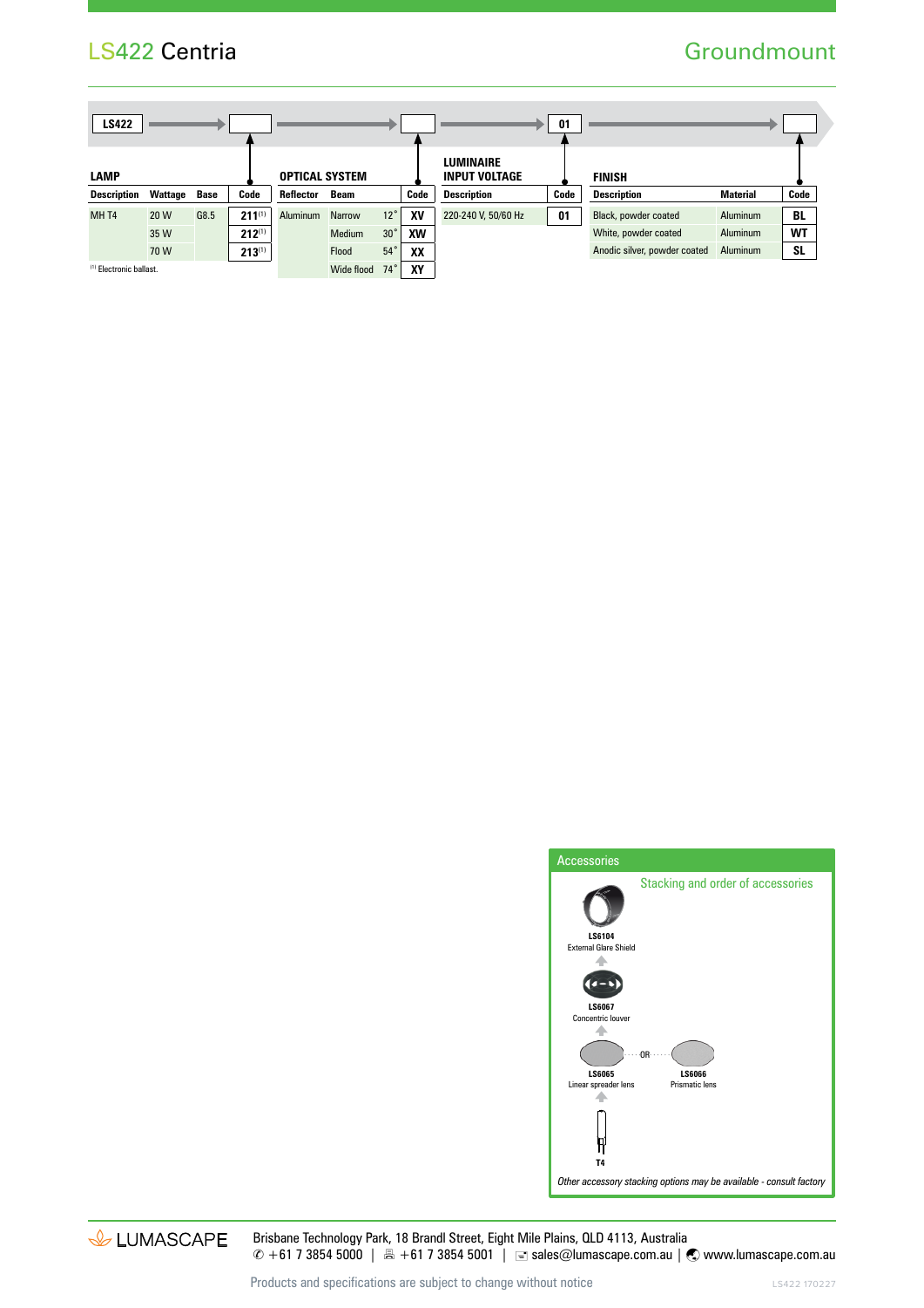# LS422 Centria

## Groundmount

LS422 → [ ] → [ ] → 01 → [ ]

### LAMP

| Description | Wattage | Base | Code |
|---|---|---|---|
| MH T4 | 20 W | G8.5 | 211[1] |
| | 35 W | | 212[1] |
| | 70 W | | 213[1] |

[1] Electronic ballast.

### OPTICAL SYSTEM

| Reflector | Beam | | Code |
|---|---|---|---|
| Aluminum | Narrow | 12° | XV |
| | Medium | 30° | XW |
| | Flood | 54° | XX |
| | Wide flood | 74° | XY |

### LUMINAIRE INPUT VOLTAGE

| Description | Code |
|---|---|
| 220-240 V, 50/60 Hz | 01 |

### FINISH

| Description | Material | Code |
|---|---|---|
| Black, powder coated | Aluminum | BL |
| White, powder coated | Aluminum | WT |
| Anodic silver, powder coated | Aluminum | SL |

### Accessories

Stacking and order of accessories

**LS6104**
External Glare Shield

**LS6067**
Concentric louver

**LS6065**
Linear spreader lens

OR

**LS6066**
Prismatic lens

**T4**

*Other accessory stacking options may be available - consult factory*

LUMASCAPE

Brisbane Technology Park, 18 Brandl Street, Eight Mile Plains, QLD 4113, Australia
✆ +61 7 3854 5000 | 🖷 +61 7 3854 5001 | sales@lumascape.com.au | www.lumascape.com.au

Products and specifications are subject to change without notice

LS422 170227